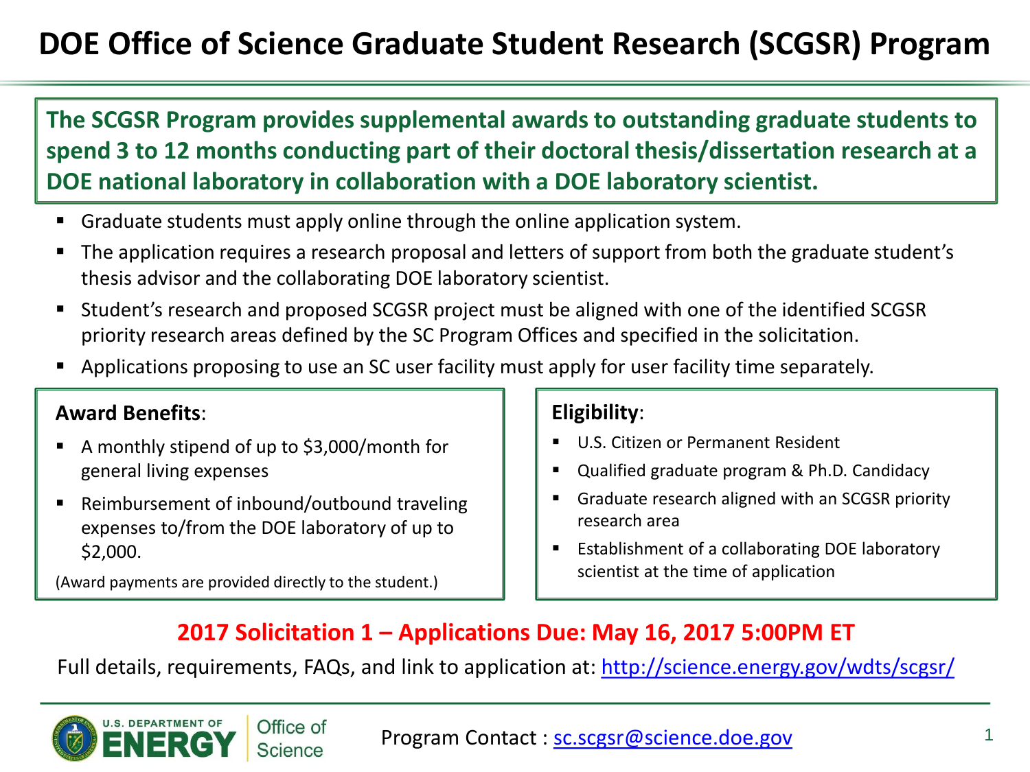# DOE Office of Science Graduate Student Research (SCGSR) Program

**The SCGSR Program provides supplemental awards to outstanding graduate students to spend 3 to 12 months conducting part of their doctoral thesis/dissertation research at a DOE national laboratory in collaboration with a DOE laboratory scientist.**

- Graduate students must apply online through the online application system.
- The application requires a research proposal and letters of support from both the graduate student's thesis advisor and the collaborating DOE laboratory scientist.
- Student's research and proposed SCGSR project must be aligned with one of the identified SCGSR priority research areas defined by the SC Program Offices and specified in the solicitation.
- Applications proposing to use an SC user facility must apply for user facility time separately.

**Award Benefits**:

- A monthly stipend of up to $3,000/month for general living expenses
- Reimbursement of inbound/outbound traveling expenses to/from the DOE laboratory of up to $2,000.

(Award payments are provided directly to the student.)

**Eligibility**:

- U.S. Citizen or Permanent Resident
- Qualified graduate program & Ph.D. Candidacy
- Graduate research aligned with an SCGSR priority research area
- Establishment of a collaborating DOE laboratory scientist at the time of application

**2017 Solicitation 1 – Applications Due: May 16, 2017 5:00PM ET**

Full details, requirements, FAQs, and link to application at: http://science.energy.gov/wdts/scgsr/

U.S. DEPARTMENT OF ENERGY | Office of Science

Program Contact : sc.scgsr@science.doe.gov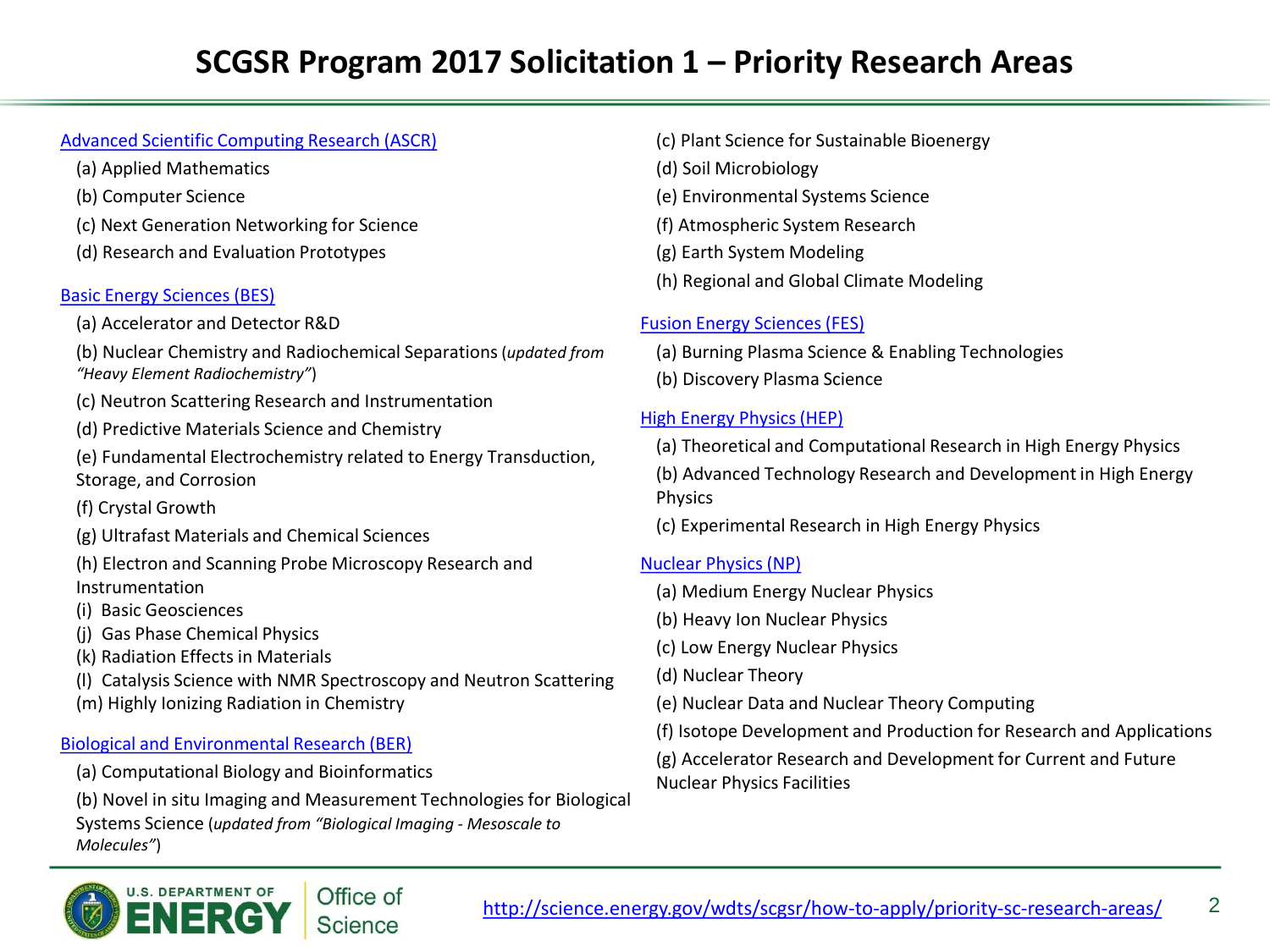# SCGSR Program 2017 Solicitation 1 – Priority Research Areas

[Advanced Scientific Computing Research (ASCR)](#)

(a) Applied Mathematics

(b) Computer Science

(c) Next Generation Networking for Science

(d) Research and Evaluation Prototypes

[Basic Energy Sciences (BES)](#)

(a) Accelerator and Detector R&D

(b) Nuclear Chemistry and Radiochemical Separations (*updated from "Heavy Element Radiochemistry"*)

(c) Neutron Scattering Research and Instrumentation

(d) Predictive Materials Science and Chemistry

(e) Fundamental Electrochemistry related to Energy Transduction, Storage, and Corrosion

(f) Crystal Growth

(g) Ultrafast Materials and Chemical Sciences

(h) Electron and Scanning Probe Microscopy Research and Instrumentation

(i) Basic Geosciences

(j) Gas Phase Chemical Physics

(k) Radiation Effects in Materials

(l) Catalysis Science with NMR Spectroscopy and Neutron Scattering

(m) Highly Ionizing Radiation in Chemistry

[Biological and Environmental Research (BER)](#)

(a) Computational Biology and Bioinformatics

(b) Novel in situ Imaging and Measurement Technologies for Biological Systems Science (*updated from "Biological Imaging - Mesoscale to Molecules"*)

(c) Plant Science for Sustainable Bioenergy

(d) Soil Microbiology

(e) Environmental Systems Science

(f) Atmospheric System Research

(g) Earth System Modeling

(h) Regional and Global Climate Modeling

[Fusion Energy Sciences (FES)](#)

(a) Burning Plasma Science & Enabling Technologies

(b) Discovery Plasma Science

[High Energy Physics (HEP)](#)

(a) Theoretical and Computational Research in High Energy Physics

(b) Advanced Technology Research and Development in High Energy Physics

(c) Experimental Research in High Energy Physics

[Nuclear Physics (NP)](#)

(a) Medium Energy Nuclear Physics

(b) Heavy Ion Nuclear Physics

(c) Low Energy Nuclear Physics

(d) Nuclear Theory

(e) Nuclear Data and Nuclear Theory Computing

(f) Isotope Development and Production for Research and Applications

(g) Accelerator Research and Development for Current and Future Nuclear Physics Facilities

U.S. DEPARTMENT OF ENERGY | Office of Science

http://science.energy.gov/wdts/scgsr/how-to-apply/priority-sc-research-areas/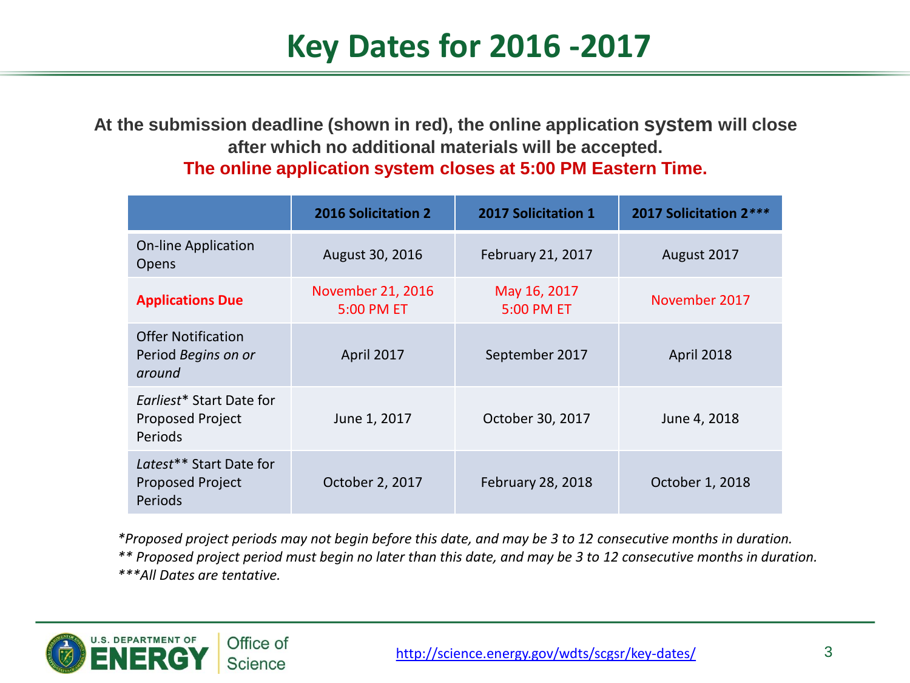# Key Dates for 2016 -2017

**At the submission deadline (shown in red), the online application system will close after which no additional materials will be accepted.**

**The online application system closes at 5:00 PM Eastern Time.**

| | 2016 Solicitation 2 | 2017 Solicitation 1 | 2017 Solicitation 2*** |
|---|---|---|---|
| On-line Application Opens | August 30, 2016 | February 21, 2017 | August 2017 |
| **Applications Due** | November 21, 2016 5:00 PM ET | May 16, 2017 5:00 PM ET | November 2017 |
| Offer Notification Period *Begins on or around* | April 2017 | September 2017 | April 2018 |
| *Earliest** Start Date for Proposed Project Periods | June 1, 2017 | October 30, 2017 | June 4, 2018 |
| *Latest*** Start Date for Proposed Project Periods | October 2, 2017 | February 28, 2018 | October 1, 2018 |

**Proposed project periods may not begin before this date, and may be 3 to 12 consecutive months in duration.*

*** Proposed project period must begin no later than this date, and may be 3 to 12 consecutive months in duration.*

****All Dates are tentative.*

U.S. DEPARTMENT OF ENERGY | Office of Science

http://science.energy.gov/wdts/scgsr/key-dates/